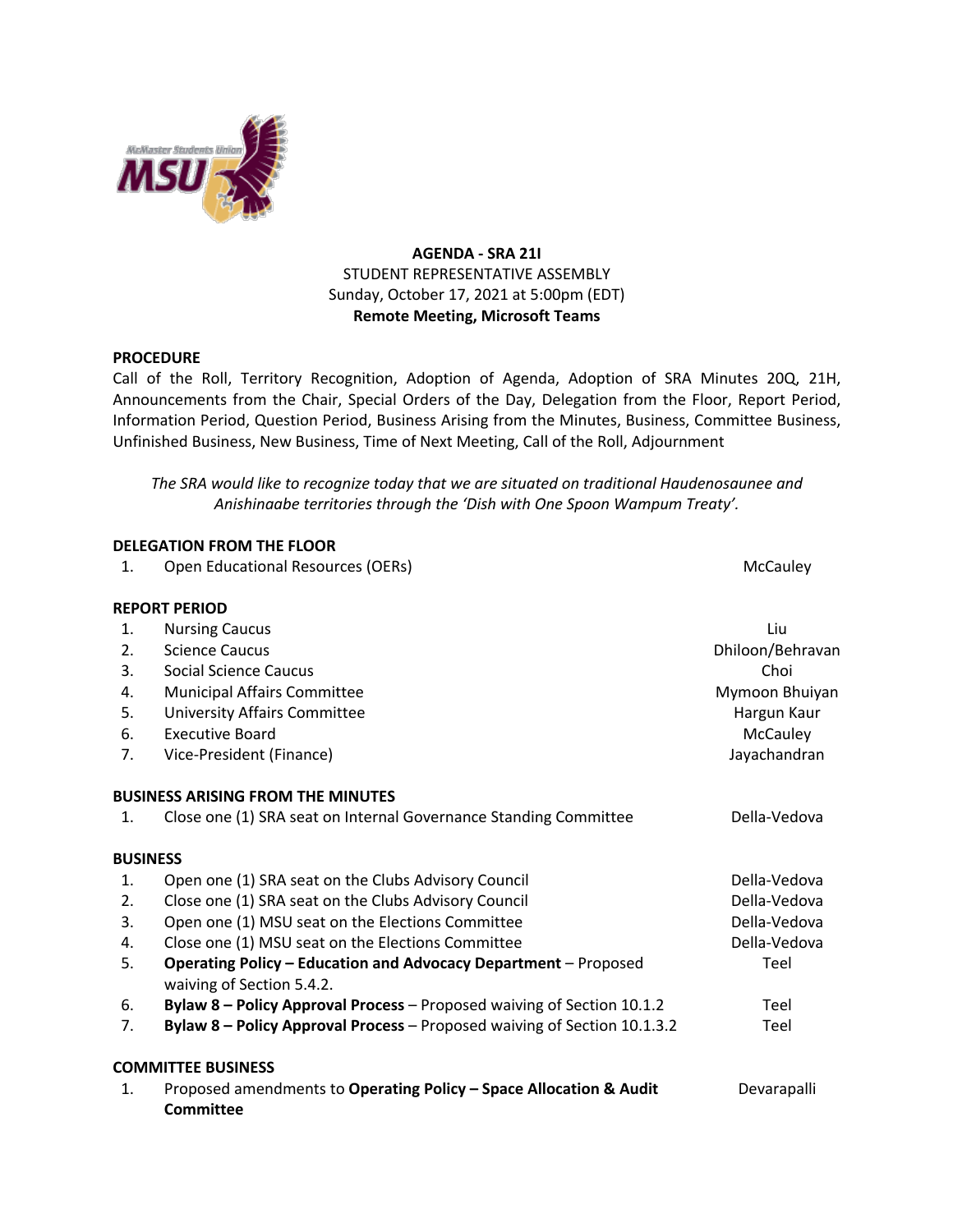**AGENDA - SRA 21I**
STUDENT REPRESENTATIVE ASSEMBLY
Sunday, October 17, 2021 at 5:00pm (EDT)
**Remote Meeting, Microsoft Teams**

**PROCEDURE**

Call of the Roll, Territory Recognition, Adoption of Agenda, Adoption of SRA Minutes 20Q, 21H, Announcements from the Chair, Special Orders of the Day, Delegation from the Floor, Report Period, Information Period, Question Period, Business Arising from the Minutes, Business, Committee Business, Unfinished Business, New Business, Time of Next Meeting, Call of the Roll, Adjournment

*The SRA would like to recognize today that we are situated on traditional Haudenosaunee and Anishinaabe territories through the 'Dish with One Spoon Wampum Treaty'.*

**DELEGATION FROM THE FLOOR**

| | | |
|---|---|---|
| 1. | Open Educational Resources (OERs) | McCauley |

**REPORT PERIOD**

| | | |
|---|---|---|
| 1. | Nursing Caucus | Liu |
| 2. | Science Caucus | Dhiloon/Behravan |
| 3. | Social Science Caucus | Choi |
| 4. | Municipal Affairs Committee | Mymoon Bhuiyan |
| 5. | University Affairs Committee | Hargun Kaur |
| 6. | Executive Board | McCauley |
| 7. | Vice-President (Finance) | Jayachandran |

**BUSINESS ARISING FROM THE MINUTES**

| | | |
|---|---|---|
| 1. | Close one (1) SRA seat on Internal Governance Standing Committee | Della-Vedova |

**BUSINESS**

| | | |
|---|---|---|
| 1. | Open one (1) SRA seat on the Clubs Advisory Council | Della-Vedova |
| 2. | Close one (1) SRA seat on the Clubs Advisory Council | Della-Vedova |
| 3. | Open one (1) MSU seat on the Elections Committee | Della-Vedova |
| 4. | Close one (1) MSU seat on the Elections Committee | Della-Vedova |
| 5. | **Operating Policy – Education and Advocacy Department** – Proposed waiving of Section 5.4.2. | Teel |
| 6. | **Bylaw 8 – Policy Approval Process** – Proposed waiving of Section 10.1.2 | Teel |
| 7. | **Bylaw 8 – Policy Approval Process** – Proposed waiving of Section 10.1.3.2 | Teel |

**COMMITTEE BUSINESS**

| | | |
|---|---|---|
| 1. | Proposed amendments to **Operating Policy – Space Allocation & Audit Committee** | Devarapalli |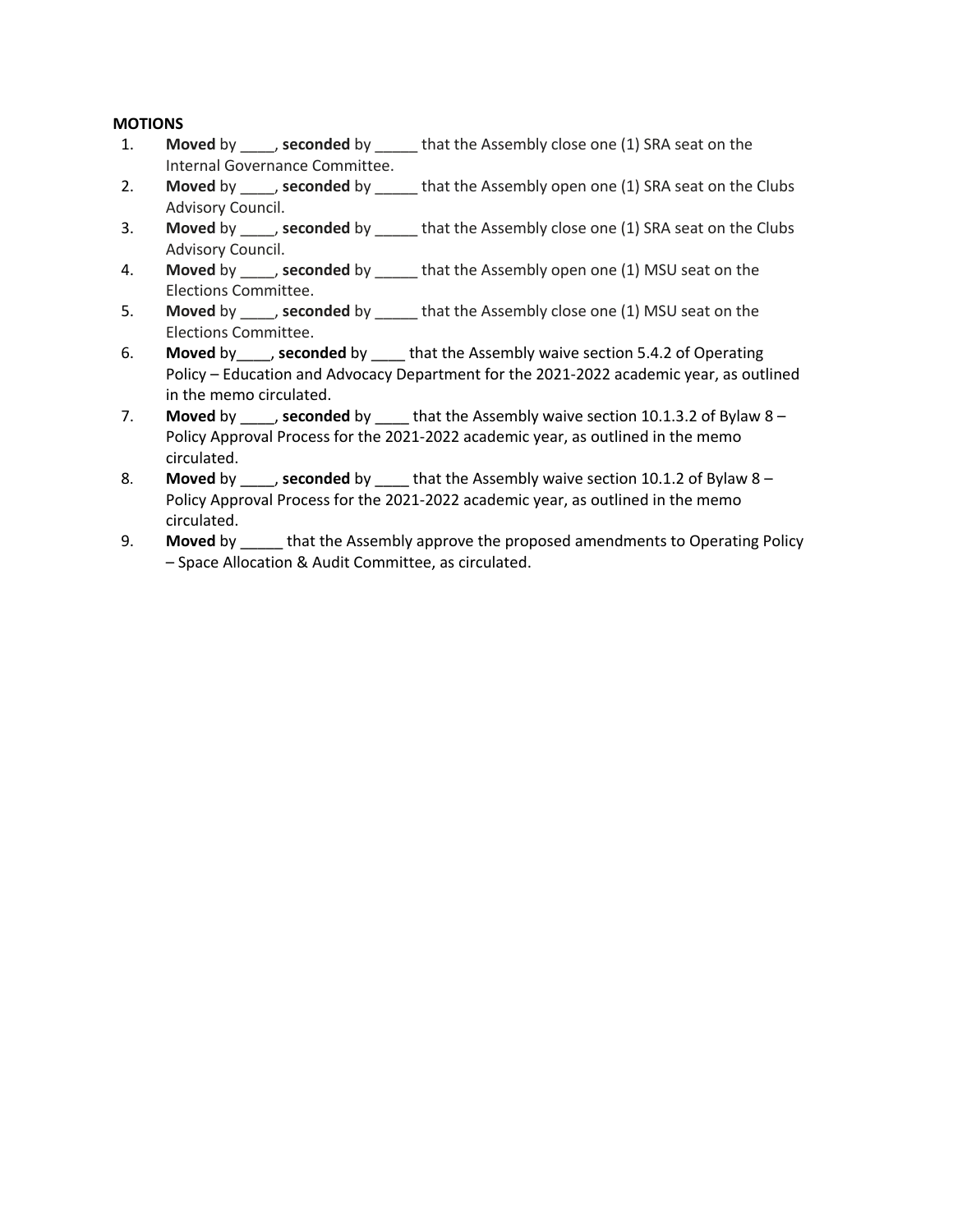**MOTIONS**

1. **Moved** by ____, **seconded** by _____ that the Assembly close one (1) SRA seat on the Internal Governance Committee.
2. **Moved** by ____, **seconded** by _____ that the Assembly open one (1) SRA seat on the Clubs Advisory Council.
3. **Moved** by ____, **seconded** by _____ that the Assembly close one (1) SRA seat on the Clubs Advisory Council.
4. **Moved** by ____, **seconded** by _____ that the Assembly open one (1) MSU seat on the Elections Committee.
5. **Moved** by ____, **seconded** by _____ that the Assembly close one (1) MSU seat on the Elections Committee.
6. **Moved** by____, **seconded** by ____ that the Assembly waive section 5.4.2 of Operating Policy – Education and Advocacy Department for the 2021-2022 academic year, as outlined in the memo circulated.
7. **Moved** by ____, **seconded** by ____ that the Assembly waive section 10.1.3.2 of Bylaw 8 – Policy Approval Process for the 2021-2022 academic year, as outlined in the memo circulated.
8. **Moved** by ____, **seconded** by ____ that the Assembly waive section 10.1.2 of Bylaw 8 – Policy Approval Process for the 2021-2022 academic year, as outlined in the memo circulated.
9. **Moved** by _____ that the Assembly approve the proposed amendments to Operating Policy – Space Allocation & Audit Committee, as circulated.